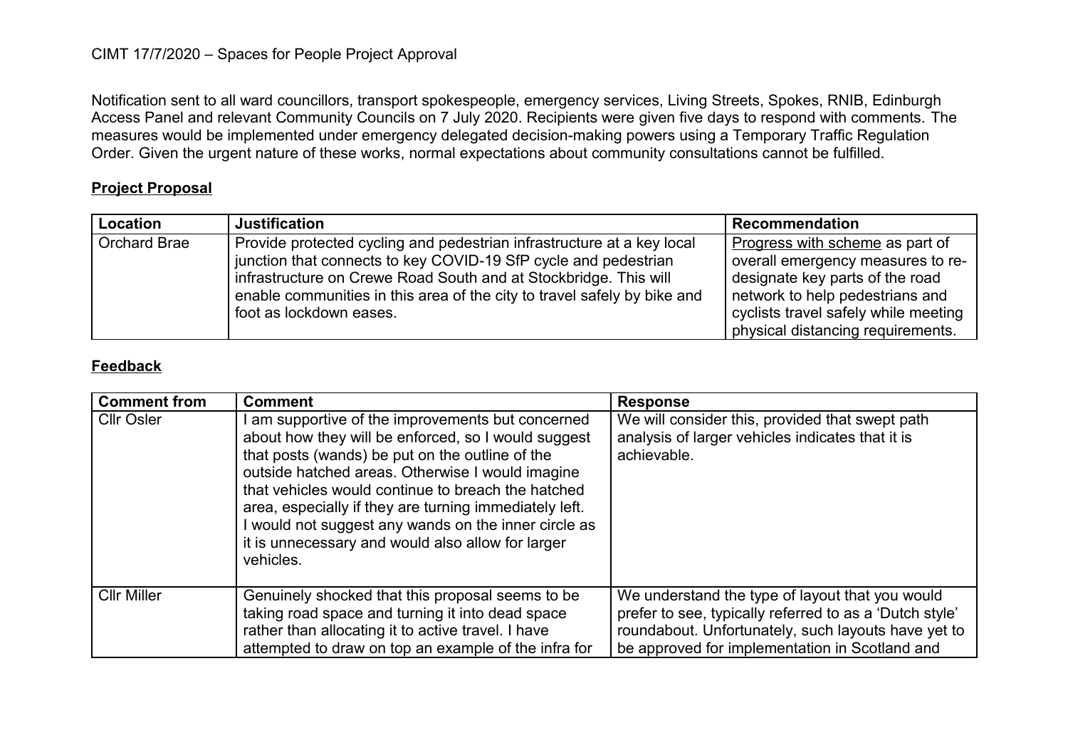CIMT 17/7/2020 – Spaces for People Project Approval

Notification sent to all ward councillors, transport spokespeople, emergency services, Living Streets, Spokes, RNIB, Edinburgh Access Panel and relevant Community Councils on 7 July 2020. Recipients were given five days to respond with comments. The measures would be implemented under emergency delegated decision-making powers using a Temporary Traffic Regulation Order. Given the urgent nature of these works, normal expectations about community consultations cannot be fulfilled.

## Project Proposal

| Location | Justification | Recommendation |
|---|---|---|
| Orchard Brae | Provide protected cycling and pedestrian infrastructure at a key local junction that connects to key COVID-19 SfP cycle and pedestrian infrastructure on Crewe Road South and at Stockbridge. This will enable communities in this area of the city to travel safely by bike and foot as lockdown eases. | Progress with scheme as part of overall emergency measures to re-designate key parts of the road network to help pedestrians and cyclists travel safely while meeting physical distancing requirements. |

## Feedback

| Comment from | Comment | Response |
|---|---|---|
| Cllr Osler | I am supportive of the improvements but concerned about how they will be enforced, so I would suggest that posts (wands) be put on the outline of the outside hatched areas. Otherwise I would imagine that vehicles would continue to breach the hatched area, especially if they are turning immediately left. I would not suggest any wands on the inner circle as it is unnecessary and would also allow for larger vehicles. | We will consider this, provided that swept path analysis of larger vehicles indicates that it is achievable. |
| Cllr Miller | Genuinely shocked that this proposal seems to be taking road space and turning it into dead space rather than allocating it to active travel. I have attempted to draw on top an example of the infra for | We understand the type of layout that you would prefer to see, typically referred to as a 'Dutch style' roundabout. Unfortunately, such layouts have yet to be approved for implementation in Scotland and |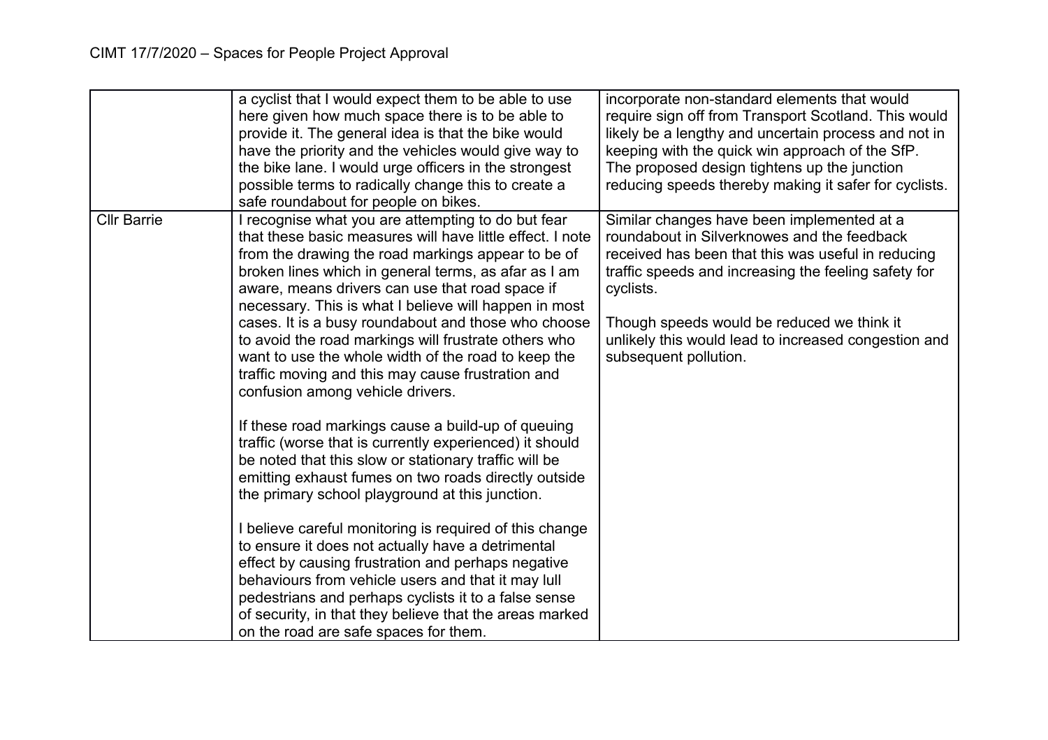| | | |
|---|---|---|
| | a cyclist that I would expect them to be able to use here given how much space there is to be able to provide it. The general idea is that the bike would have the priority and the vehicles would give way to the bike lane. I would urge officers in the strongest possible terms to radically change this to create a safe roundabout for people on bikes. | incorporate non-standard elements that would require sign off from Transport Scotland. This would likely be a lengthy and uncertain process and not in keeping with the quick win approach of the SfP. The proposed design tightens up the junction reducing speeds thereby making it safer for cyclists. |
| Cllr Barrie | I recognise what you are attempting to do but fear that these basic measures will have little effect. I note from the drawing the road markings appear to be of broken lines which in general terms, as afar as I am aware, means drivers can use that road space if necessary. This is what I believe will happen in most cases. It is a busy roundabout and those who choose to avoid the road markings will frustrate others who want to use the whole width of the road to keep the traffic moving and this may cause frustration and confusion among vehicle drivers.<br><br>If these road markings cause a build-up of queuing traffic (worse that is currently experienced) it should be noted that this slow or stationary traffic will be emitting exhaust fumes on two roads directly outside the primary school playground at this junction.<br><br>I believe careful monitoring is required of this change to ensure it does not actually have a detrimental effect by causing frustration and perhaps negative behaviours from vehicle users and that it may lull pedestrians and perhaps cyclists it to a false sense of security, in that they believe that the areas marked on the road are safe spaces for them. | Similar changes have been implemented at a roundabout in Silverknowes and the feedback received has been that this was useful in reducing traffic speeds and increasing the feeling safety for cyclists.<br><br>Though speeds would be reduced we think it unlikely this would lead to increased congestion and subsequent pollution. |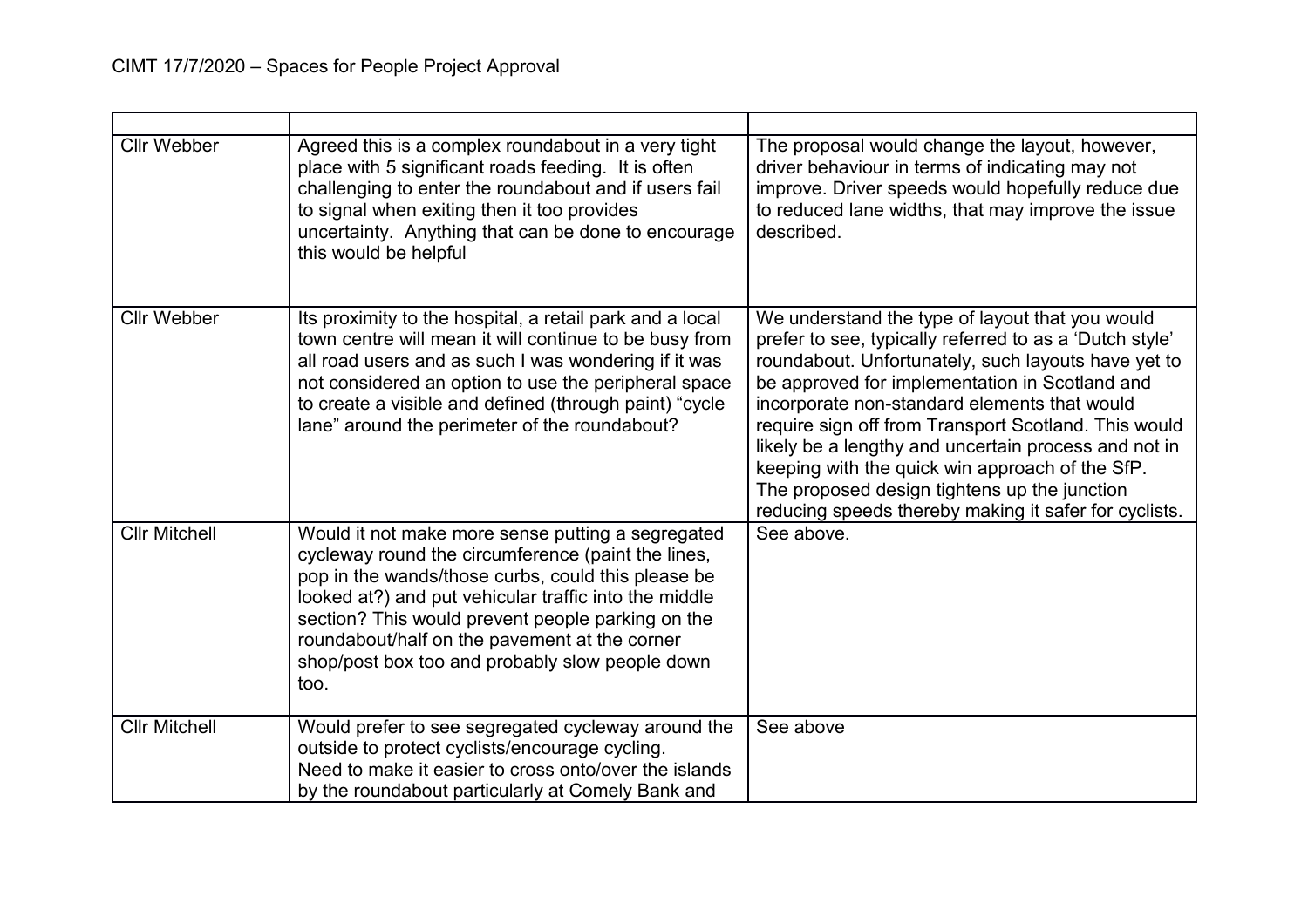CIMT 17/7/2020 – Spaces for People Project Approval

| | | |
|---|---|---|
| Cllr Webber | Agreed this is a complex roundabout in a very tight place with 5 significant roads feeding. It is often challenging to enter the roundabout and if users fail to signal when exiting then it too provides uncertainty. Anything that can be done to encourage this would be helpful | The proposal would change the layout, however, driver behaviour in terms of indicating may not improve. Driver speeds would hopefully reduce due to reduced lane widths, that may improve the issue described. |
| Cllr Webber | Its proximity to the hospital, a retail park and a local town centre will mean it will continue to be busy from all road users and as such I was wondering if it was not considered an option to use the peripheral space to create a visible and defined (through paint) "cycle lane" around the perimeter of the roundabout? | We understand the type of layout that you would prefer to see, typically referred to as a 'Dutch style' roundabout. Unfortunately, such layouts have yet to be approved for implementation in Scotland and incorporate non-standard elements that would require sign off from Transport Scotland. This would likely be a lengthy and uncertain process and not in keeping with the quick win approach of the SfP. The proposed design tightens up the junction reducing speeds thereby making it safer for cyclists. |
| Cllr Mitchell | Would it not make more sense putting a segregated cycleway round the circumference (paint the lines, pop in the wands/those curbs, could this please be looked at?) and put vehicular traffic into the middle section? This would prevent people parking on the roundabout/half on the pavement at the corner shop/post box too and probably slow people down too. | See above. |
| Cllr Mitchell | Would prefer to see segregated cycleway around the outside to protect cyclists/encourage cycling. Need to make it easier to cross onto/over the islands by the roundabout particularly at Comely Bank and | See above |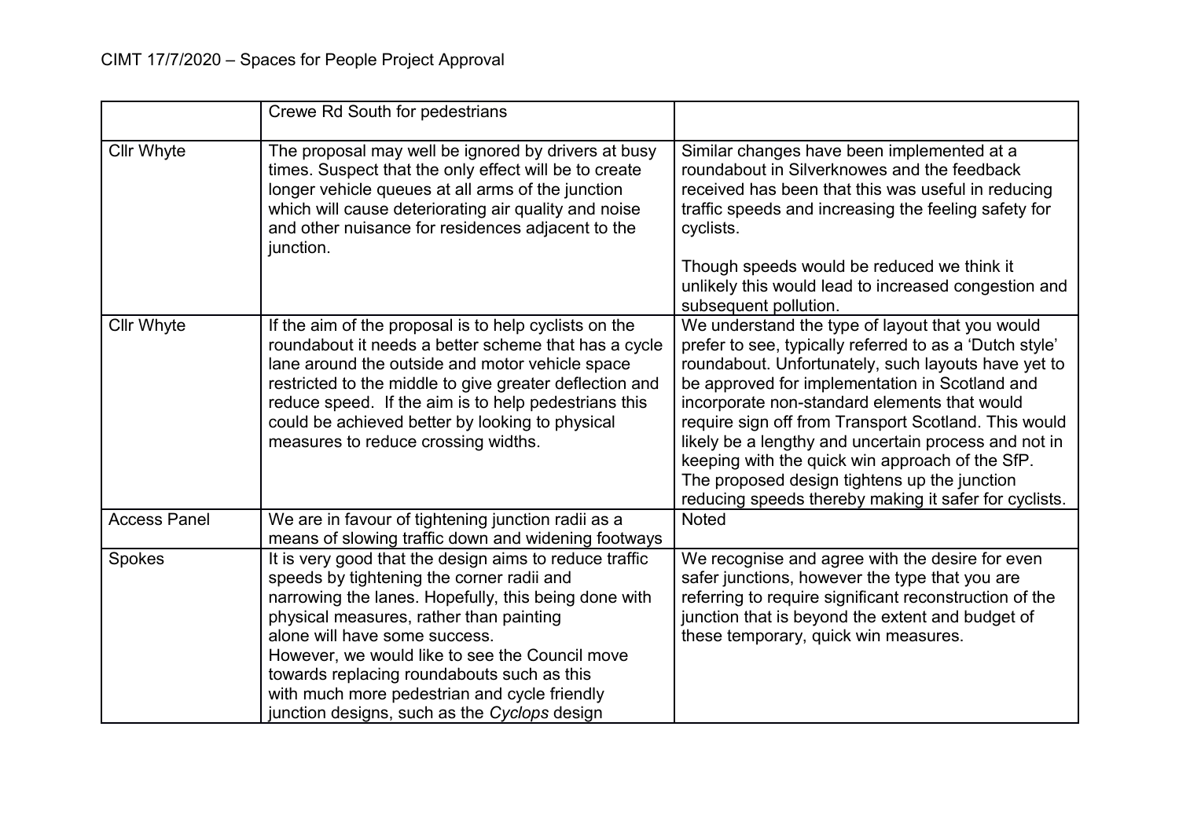|  | Crewe Rd South for pedestrians |  |
|---|---|---|
| Cllr Whyte | The proposal may well be ignored by drivers at busy times. Suspect that the only effect will be to create longer vehicle queues at all arms of the junction which will cause deteriorating air quality and noise and other nuisance for residences adjacent to the junction. | Similar changes have been implemented at a roundabout in Silverknowes and the feedback received has been that this was useful in reducing traffic speeds and increasing the feeling safety for cyclists.<br><br>Though speeds would be reduced we think it unlikely this would lead to increased congestion and subsequent pollution. |
| Cllr Whyte | If the aim of the proposal is to help cyclists on the roundabout it needs a better scheme that has a cycle lane around the outside and motor vehicle space restricted to the middle to give greater deflection and reduce speed. If the aim is to help pedestrians this could be achieved better by looking to physical measures to reduce crossing widths. | We understand the type of layout that you would prefer to see, typically referred to as a 'Dutch style' roundabout. Unfortunately, such layouts have yet to be approved for implementation in Scotland and incorporate non-standard elements that would require sign off from Transport Scotland. This would likely be a lengthy and uncertain process and not in keeping with the quick win approach of the SfP. The proposed design tightens up the junction reducing speeds thereby making it safer for cyclists. |
| Access Panel | We are in favour of tightening junction radii as a means of slowing traffic down and widening footways | Noted |
| Spokes | It is very good that the design aims to reduce traffic speeds by tightening the corner radii and narrowing the lanes. Hopefully, this being done with physical measures, rather than painting alone will have some success.<br>However, we would like to see the Council move towards replacing roundabouts such as this with much more pedestrian and cycle friendly junction designs, such as the *Cyclops* design | We recognise and agree with the desire for even safer junctions, however the type that you are referring to require significant reconstruction of the junction that is beyond the extent and budget of these temporary, quick win measures. |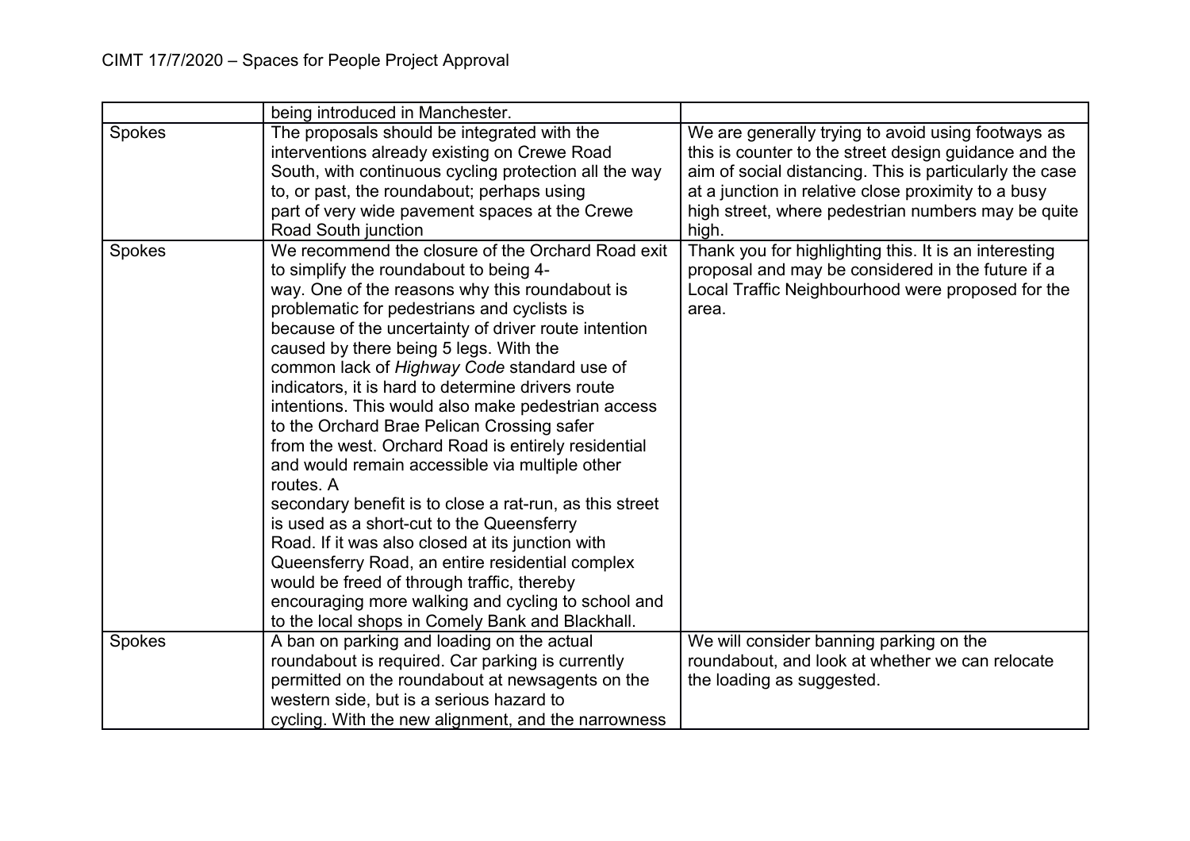| | | |
|---|---|---|
| | being introduced in Manchester. | |
| Spokes | The proposals should be integrated with the interventions already existing on Crewe Road South, with continuous cycling protection all the way to, or past, the roundabout; perhaps using part of very wide pavement spaces at the Crewe Road South junction | We are generally trying to avoid using footways as this is counter to the street design guidance and the aim of social distancing. This is particularly the case at a junction in relative close proximity to a busy high street, where pedestrian numbers may be quite high. |
| Spokes | We recommend the closure of the Orchard Road exit to simplify the roundabout to being 4-way. One of the reasons why this roundabout is problematic for pedestrians and cyclists is because of the uncertainty of driver route intention caused by there being 5 legs. With the common lack of *Highway Code* standard use of indicators, it is hard to determine drivers route intentions. This would also make pedestrian access to the Orchard Brae Pelican Crossing safer from the west. Orchard Road is entirely residential and would remain accessible via multiple other routes. A secondary benefit is to close a rat-run, as this street is used as a short-cut to the Queensferry Road. If it was also closed at its junction with Queensferry Road, an entire residential complex would be freed of through traffic, thereby encouraging more walking and cycling to school and to the local shops in Comely Bank and Blackhall. | Thank you for highlighting this. It is an interesting proposal and may be considered in the future if a Local Traffic Neighbourhood were proposed for the area. |
| Spokes | A ban on parking and loading on the actual roundabout is required. Car parking is currently permitted on the roundabout at newsagents on the western side, but is a serious hazard to cycling. With the new alignment, and the narrowness | We will consider banning parking on the roundabout, and look at whether we can relocate the loading as suggested. |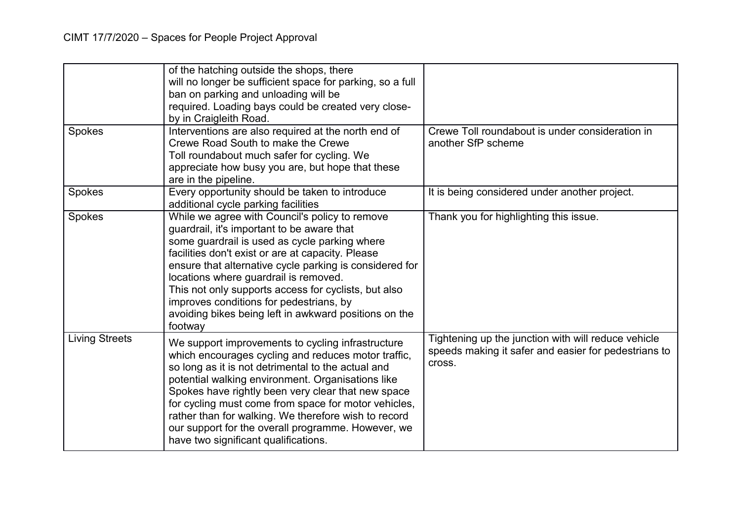| | | |
|---|---|---|
| | of the hatching outside the shops, there will no longer be sufficient space for parking, so a full ban on parking and unloading will be required. Loading bays could be created very close-by in Craigleith Road. | |
| Spokes | Interventions are also required at the north end of Crewe Road South to make the Crewe Toll roundabout much safer for cycling. We appreciate how busy you are, but hope that these are in the pipeline. | Crewe Toll roundabout is under consideration in another SfP scheme |
| Spokes | Every opportunity should be taken to introduce additional cycle parking facilities | It is being considered under another project. |
| Spokes | While we agree with Council's policy to remove guardrail, it's important to be aware that some guardrail is used as cycle parking where facilities don't exist or are at capacity. Please ensure that alternative cycle parking is considered for locations where guardrail is removed. This not only supports access for cyclists, but also improves conditions for pedestrians, by avoiding bikes being left in awkward positions on the footway | Thank you for highlighting this issue. |
| Living Streets | We support improvements to cycling infrastructure which encourages cycling and reduces motor traffic, so long as it is not detrimental to the actual and potential walking environment. Organisations like Spokes have rightly been very clear that new space for cycling must come from space for motor vehicles, rather than for walking. We therefore wish to record our support for the overall programme. However, we have two significant qualifications. | Tightening up the junction with will reduce vehicle speeds making it safer and easier for pedestrians to cross. |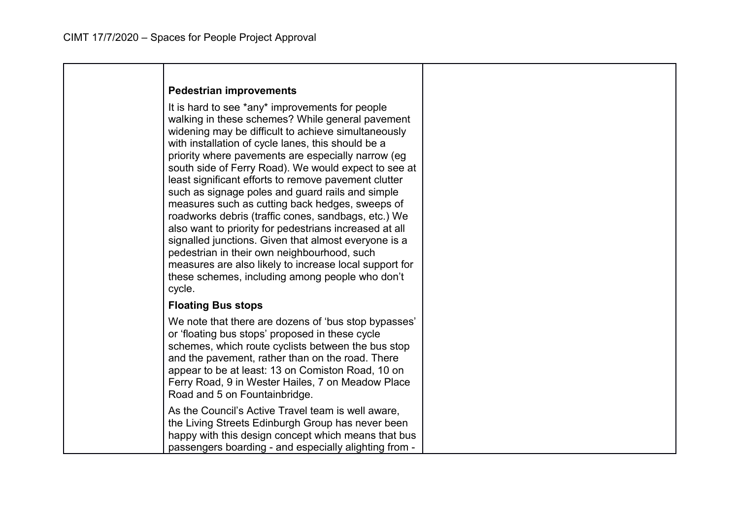| | **Pedestrian improvements**<br><br>It is hard to see *any* improvements for people walking in these schemes? While general pavement widening may be difficult to achieve simultaneously with installation of cycle lanes, this should be a priority where pavements are especially narrow (eg south side of Ferry Road). We would expect to see at least significant efforts to remove pavement clutter such as signage poles and guard rails and simple measures such as cutting back hedges, sweeps of roadworks debris (traffic cones, sandbags, etc.) We also want to priority for pedestrians increased at all signalled junctions. Given that almost everyone is a pedestrian in their own neighbourhood, such measures are also likely to increase local support for these schemes, including among people who don't cycle.<br><br>**Floating Bus stops**<br><br>We note that there are dozens of 'bus stop bypasses' or 'floating bus stops' proposed in these cycle schemes, which route cyclists between the bus stop and the pavement, rather than on the road. There appear to be at least: 13 on Comiston Road, 10 on Ferry Road, 9 in Wester Hailes, 7 on Meadow Place Road and 5 on Fountainbridge.<br><br>As the Council's Active Travel team is well aware, the Living Streets Edinburgh Group has never been happy with this design concept which means that bus passengers boarding - and especially alighting from - | |
|---|---|---|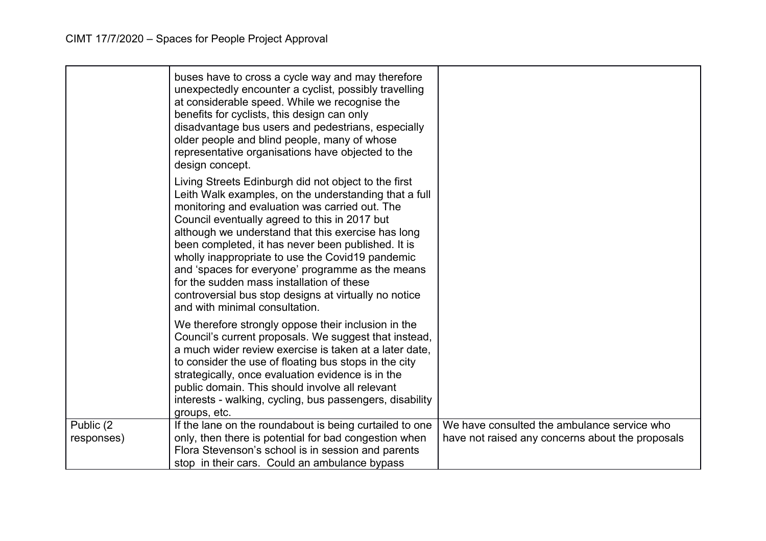| | | |
|---|---|---|
| | buses have to cross a cycle way and may therefore unexpectedly encounter a cyclist, possibly travelling at considerable speed. While we recognise the benefits for cyclists, this design can only disadvantage bus users and pedestrians, especially older people and blind people, many of whose representative organisations have objected to the design concept.<br><br>Living Streets Edinburgh did not object to the first Leith Walk examples, on the understanding that a full monitoring and evaluation was carried out. The Council eventually agreed to this in 2017 but although we understand that this exercise has long been completed, it has never been published. It is wholly inappropriate to use the Covid19 pandemic and 'spaces for everyone' programme as the means for the sudden mass installation of these controversial bus stop designs at virtually no notice and with minimal consultation.<br><br>We therefore strongly oppose their inclusion in the Council's current proposals. We suggest that instead, a much wider review exercise is taken at a later date, to consider the use of floating bus stops in the city strategically, once evaluation evidence is in the public domain. This should involve all relevant interests - walking, cycling, bus passengers, disability groups, etc. | |
| Public (2 responses) | If the lane on the roundabout is being curtailed to one only, then there is potential for bad congestion when Flora Stevenson's school is in session and parents stop in their cars. Could an ambulance bypass | We have consulted the ambulance service who have not raised any concerns about the proposals |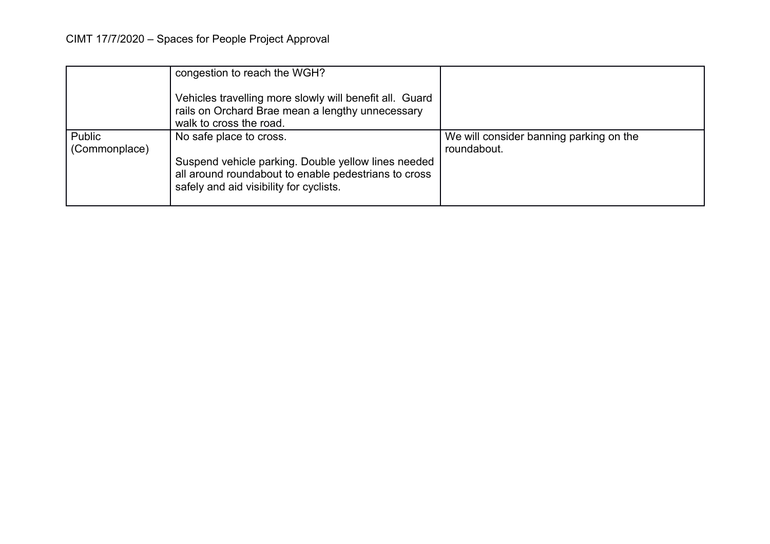| | | |
|---|---|---|
| | congestion to reach the WGH?<br><br>Vehicles travelling more slowly will benefit all. Guard rails on Orchard Brae mean a lengthy unnecessary walk to cross the road. | |
| Public (Commonplace) | No safe place to cross.<br><br>Suspend vehicle parking. Double yellow lines needed all around roundabout to enable pedestrians to cross safely and aid visibility for cyclists. | We will consider banning parking on the roundabout. |